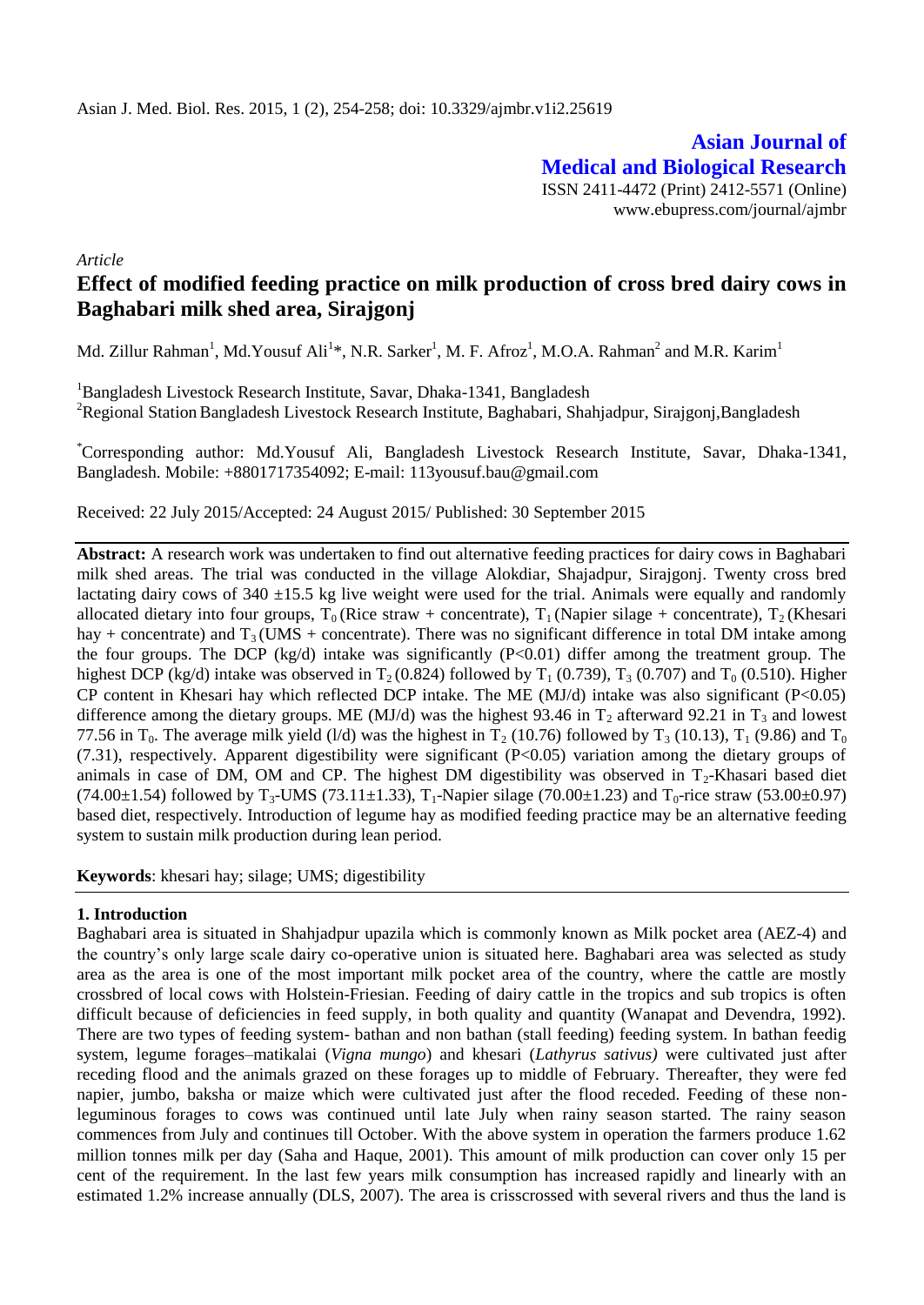Asian J. Med. Biol. Res. 2015, 1 (2), 254-258; doi: 10.3329/ajmbr.v1i2.25619

**Asian Journal of Medical and Biological Research**
ISSN 2411-4472 (Print) 2412-5571 (Online)
www.ebupress.com/journal/ajmbr

*Article*

# Effect of modified feeding practice on milk production of cross bred dairy cows in Baghabari milk shed area, Sirajgonj

Md. Zillur Rahman[1], Md.Yousuf Ali[1]*, N.R. Sarker[1], M. F. Afroz[1], M.O.A. Rahman[2] and M.R. Karim[1]

[1]Bangladesh Livestock Research Institute, Savar, Dhaka-1341, Bangladesh
[2]Regional Station Bangladesh Livestock Research Institute, Baghabari, Shahjadpur, Sirajgonj,Bangladesh

*Corresponding author: Md.Yousuf Ali, Bangladesh Livestock Research Institute, Savar, Dhaka-1341, Bangladesh. Mobile: +8801717354092; E-mail: 113yousuf.bau@gmail.com

Received: 22 July 2015/Accepted: 24 August 2015/ Published: 30 September 2015

**Abstract:** A research work was undertaken to find out alternative feeding practices for dairy cows in Baghabari milk shed areas. The trial was conducted in the village Alokdiar, Shajadpur, Sirajgonj. Twenty cross bred lactating dairy cows of 340 ±15.5 kg live weight were used for the trial. Animals were equally and randomly allocated dietary into four groups, $T_0$ (Rice straw + concentrate), $T_1$ (Napier silage + concentrate), $T_2$ (Khesari hay + concentrate) and $T_3$ (UMS + concentrate). There was no significant difference in total DM intake among the four groups. The DCP (kg/d) intake was significantly (P<0.01) differ among the treatment group. The highest DCP (kg/d) intake was observed in $T_2$ (0.824) followed by $T_1$ (0.739), $T_3$ (0.707) and $T_0$ (0.510). Higher CP content in Khesari hay which reflected DCP intake. The ME (MJ/d) intake was also significant (P<0.05) difference among the dietary groups. ME (MJ/d) was the highest 93.46 in $T_2$ afterward 92.21 in $T_3$ and lowest 77.56 in $T_0$. The average milk yield (l/d) was the highest in $T_2$ (10.76) followed by $T_3$ (10.13), $T_1$ (9.86) and $T_0$ (7.31), respectively. Apparent digestibility were significant (P<0.05) variation among the dietary groups of animals in case of DM, OM and CP. The highest DM digestibility was observed in $T_2$-Khasari based diet (74.00±1.54) followed by $T_3$-UMS (73.11±1.33), $T_1$-Napier silage (70.00±1.23) and $T_0$-rice straw (53.00±0.97) based diet, respectively. Introduction of legume hay as modified feeding practice may be an alternative feeding system to sustain milk production during lean period.

**Keywords**: khesari hay; silage; UMS; digestibility

## 1. Introduction

Baghabari area is situated in Shahjadpur upazila which is commonly known as Milk pocket area (AEZ-4) and the country's only large scale dairy co-operative union is situated here. Baghabari area was selected as study area as the area is one of the most important milk pocket area of the country, where the cattle are mostly crossbred of local cows with Holstein-Friesian. Feeding of dairy cattle in the tropics and sub tropics is often difficult because of deficiencies in feed supply, in both quality and quantity (Wanapat and Devendra, 1992). There are two types of feeding system- bathan and non bathan (stall feeding) feeding system. In bathan feedig system, legume forages–matikalai (*Vigna mungo*) and khesari (*Lathyrus sativus)* were cultivated just after receding flood and the animals grazed on these forages up to middle of February. Thereafter, they were fed napier, jumbo, baksha or maize which were cultivated just after the flood receded. Feeding of these non-leguminous forages to cows was continued until late July when rainy season started. The rainy season commences from July and continues till October. With the above system in operation the farmers produce 1.62 million tonnes milk per day (Saha and Haque, 2001). This amount of milk production can cover only 15 per cent of the requirement. In the last few years milk consumption has increased rapidly and linearly with an estimated 1.2% increase annually (DLS, 2007). The area is crisscrossed with several rivers and thus the land is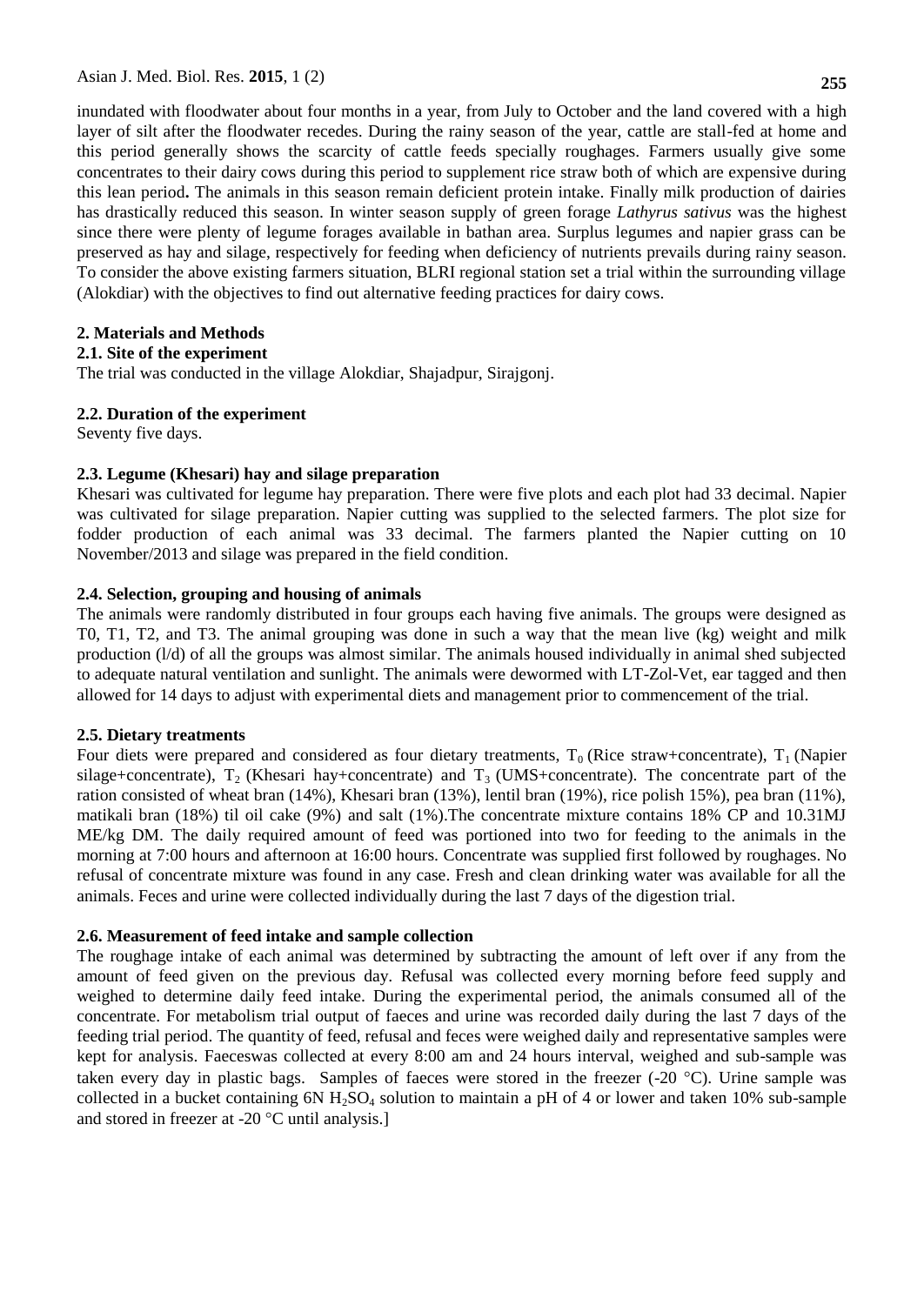inundated with floodwater about four months in a year, from July to October and the land covered with a high layer of silt after the floodwater recedes. During the rainy season of the year, cattle are stall-fed at home and this period generally shows the scarcity of cattle feeds specially roughages. Farmers usually give some concentrates to their dairy cows during this period to supplement rice straw both of which are expensive during this lean period**.** The animals in this season remain deficient protein intake. Finally milk production of dairies has drastically reduced this season. In winter season supply of green forage *Lathyrus sativus* was the highest since there were plenty of legume forages available in bathan area. Surplus legumes and napier grass can be preserved as hay and silage, respectively for feeding when deficiency of nutrients prevails during rainy season. To consider the above existing farmers situation, BLRI regional station set a trial within the surrounding village (Alokdiar) with the objectives to find out alternative feeding practices for dairy cows.

## 2. Materials and Methods

### 2.1. Site of the experiment

The trial was conducted in the village Alokdiar, Shajadpur, Sirajgonj.

### 2.2. Duration of the experiment

Seventy five days.

### 2.3. Legume (Khesari) hay and silage preparation

Khesari was cultivated for legume hay preparation. There were five plots and each plot had 33 decimal. Napier was cultivated for silage preparation. Napier cutting was supplied to the selected farmers. The plot size for fodder production of each animal was 33 decimal. The farmers planted the Napier cutting on 10 November/2013 and silage was prepared in the field condition.

### 2.4. Selection, grouping and housing of animals

The animals were randomly distributed in four groups each having five animals. The groups were designed as T0, T1, T2, and T3. The animal grouping was done in such a way that the mean live (kg) weight and milk production (l/d) of all the groups was almost similar. The animals housed individually in animal shed subjected to adequate natural ventilation and sunlight. The animals were dewormed with LT-Zol-Vet, ear tagged and then allowed for 14 days to adjust with experimental diets and management prior to commencement of the trial.

### 2.5. Dietary treatments

Four diets were prepared and considered as four dietary treatments, $T_0$ (Rice straw+concentrate), $T_1$ (Napier silage+concentrate), $T_2$ (Khesari hay+concentrate) and $T_3$ (UMS+concentrate). The concentrate part of the ration consisted of wheat bran (14%), Khesari bran (13%), lentil bran (19%), rice polish 15%), pea bran (11%), matikali bran (18%) til oil cake (9%) and salt (1%).The concentrate mixture contains 18% CP and 10.31MJ ME/kg DM. The daily required amount of feed was portioned into two for feeding to the animals in the morning at 7:00 hours and afternoon at 16:00 hours. Concentrate was supplied first followed by roughages. No refusal of concentrate mixture was found in any case. Fresh and clean drinking water was available for all the animals. Feces and urine were collected individually during the last 7 days of the digestion trial.

### 2.6. Measurement of feed intake and sample collection

The roughage intake of each animal was determined by subtracting the amount of left over if any from the amount of feed given on the previous day. Refusal was collected every morning before feed supply and weighed to determine daily feed intake. During the experimental period, the animals consumed all of the concentrate. For metabolism trial output of faeces and urine was recorded daily during the last 7 days of the feeding trial period. The quantity of feed, refusal and feces were weighed daily and representative samples were kept for analysis. Faeceswas collected at every 8:00 am and 24 hours interval, weighed and sub-sample was taken every day in plastic bags. Samples of faeces were stored in the freezer (-20 °C). Urine sample was collected in a bucket containing 6N $H_2SO_4$ solution to maintain a pH of 4 or lower and taken 10% sub-sample and stored in freezer at -20 °C until analysis.]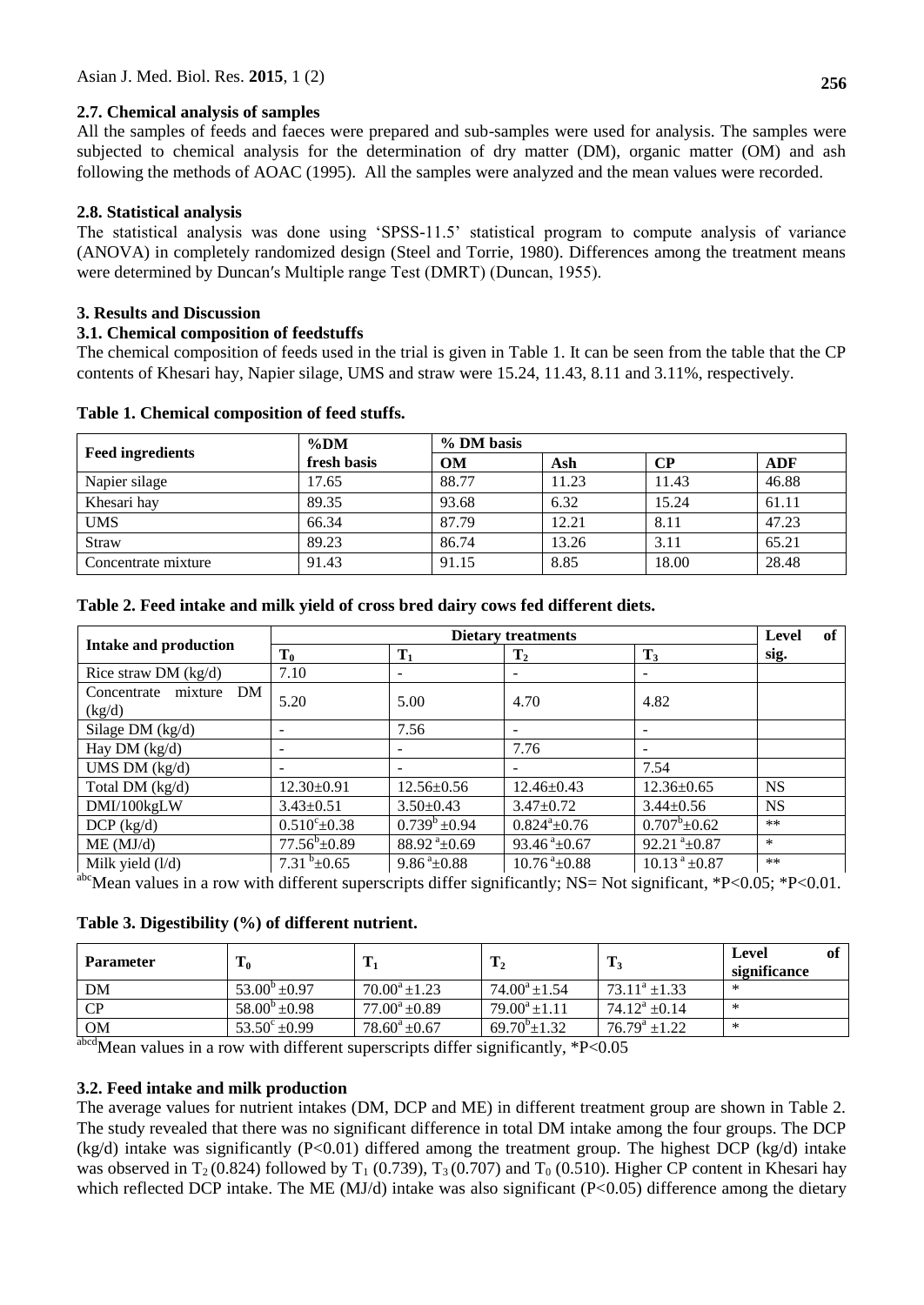### 2.7. Chemical analysis of samples

All the samples of feeds and faeces were prepared and sub-samples were used for analysis. The samples were subjected to chemical analysis for the determination of dry matter (DM), organic matter (OM) and ash following the methods of AOAC (1995). All the samples were analyzed and the mean values were recorded.

### 2.8. Statistical analysis

The statistical analysis was done using 'SPSS-11.5' statistical program to compute analysis of variance (ANOVA) in completely randomized design (Steel and Torrie, 1980). Differences among the treatment means were determined by Duncan′s Multiple range Test (DMRT) (Duncan, 1955).

## 3. Results and Discussion

### 3.1. Chemical composition of feedstuffs

The chemical composition of feeds used in the trial is given in Table 1. It can be seen from the table that the CP contents of Khesari hay, Napier silage, UMS and straw were 15.24, 11.43, 8.11 and 3.11%, respectively.

**Table 1. Chemical composition of feed stuffs.**

| Feed ingredients | %DM fresh basis | % DM basis | | | |
|---|---|---|---|---|---|
| | | OM | Ash | CP | ADF |
| Napier silage | 17.65 | 88.77 | 11.23 | 11.43 | 46.88 |
| Khesari hay | 89.35 | 93.68 | 6.32 | 15.24 | 61.11 |
| UMS | 66.34 | 87.79 | 12.21 | 8.11 | 47.23 |
| Straw | 89.23 | 86.74 | 13.26 | 3.11 | 65.21 |
| Concentrate mixture | 91.43 | 91.15 | 8.85 | 18.00 | 28.48 |

**Table 2. Feed intake and milk yield of cross bred dairy cows fed different diets.**

| Intake and production | Dietary treatments | | | | Level of sig. |
|---|---|---|---|---|---|
| | $T_0$ | $T_1$ | $T_2$ | $T_3$ | |
| Rice straw DM (kg/d) | 7.10 | - | - | - | |
| Concentrate mixture DM (kg/d) | 5.20 | 5.00 | 4.70 | 4.82 | |
| Silage DM (kg/d) | - | 7.56 | - | - | |
| Hay DM (kg/d) | - | - | 7.76 | - | |
| UMS DM (kg/d) | - | - | - | 7.54 | |
| Total DM (kg/d) | 12.30±0.91 | 12.56±0.56 | 12.46±0.43 | 12.36±0.65 | NS |
| DMI/100kgLW | 3.43±0.51 | 3.50±0.43 | 3.47±0.72 | 3.44±0.56 | NS |
| DCP (kg/d) | $0.510^c$±0.38 | $0.739^b$±0.94 | $0.824^a$±0.76 | $0.707^b$±0.62 | ** |
| ME (MJ/d) | $77.56^b$±0.89 | $88.92^a$±0.69 | $93.46^a$±0.67 | $92.21^a$±0.87 | * |
| Milk yield (l/d) | $7.31^b$±0.65 | $9.86^a$±0.88 | $10.76^a$±0.88 | $10.13^a$±0.87 | ** |

[abc]Mean values in a row with different superscripts differ significantly; NS= Not significant, *P<0.05; *P<0.01.

**Table 3. Digestibility (%) of different nutrient.**

| Parameter | $T_0$ | $T_1$ | $T_2$ | $T_3$ | Level of significance |
|---|---|---|---|---|---|
| DM | $53.00^b$±0.97 | $70.00^a$±1.23 | $74.00^a$±1.54 | $73.11^a$±1.33 | * |
| CP | $58.00^b$±0.98 | $77.00^a$±0.89 | $79.00^a$±1.11 | $74.12^a$±0.14 | * |
| OM | $53.50^c$±0.99 | $78.60^a$±0.67 | $69.70^b$±1.32 | $76.79^a$±1.22 | * |

[abcd]Mean values in a row with different superscripts differ significantly, *P<0.05

### 3.2. Feed intake and milk production

The average values for nutrient intakes (DM, DCP and ME) in different treatment group are shown in Table 2. The study revealed that there was no significant difference in total DM intake among the four groups. The DCP (kg/d) intake was significantly (P<0.01) differed among the treatment group. The highest DCP (kg/d) intake was observed in $T_2$ (0.824) followed by $T_1$ (0.739), $T_3$ (0.707) and $T_0$ (0.510). Higher CP content in Khesari hay which reflected DCP intake. The ME (MJ/d) intake was also significant (P<0.05) difference among the dietary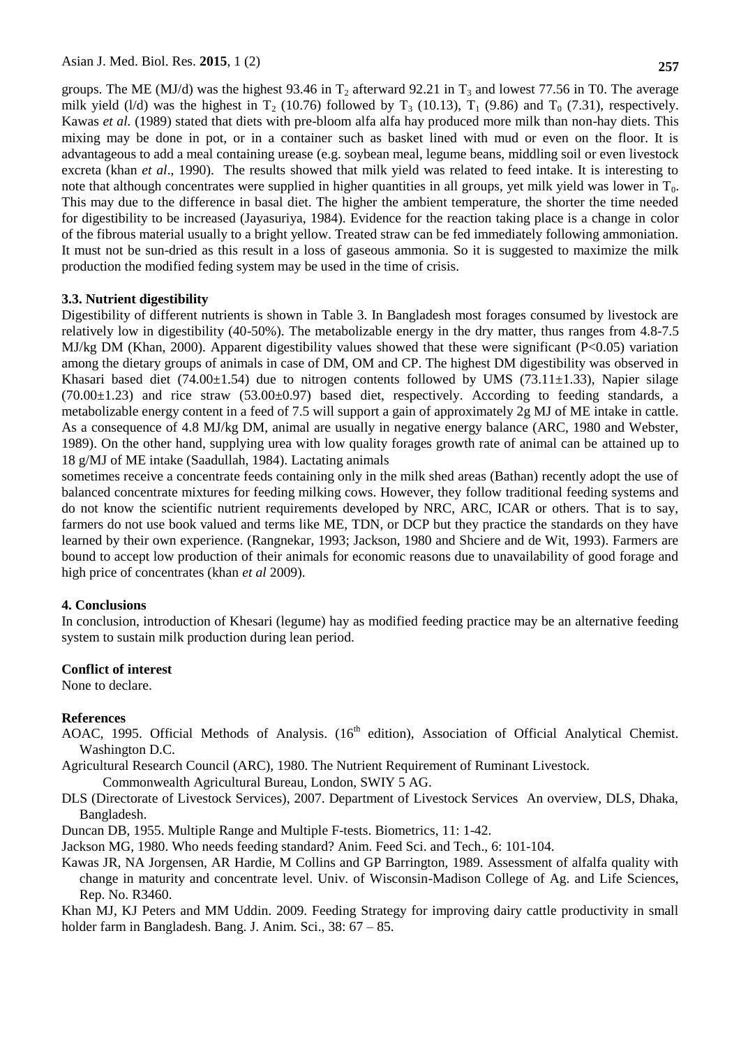groups. The ME (MJ/d) was the highest 93.46 in $T_2$ afterward 92.21 in $T_3$ and lowest 77.56 in T0. The average milk yield (l/d) was the highest in $T_2$ (10.76) followed by $T_3$ (10.13), $T_1$ (9.86) and $T_0$ (7.31), respectively. Kawas *et al.* (1989) stated that diets with pre-bloom alfa alfa hay produced more milk than non-hay diets. This mixing may be done in pot, or in a container such as basket lined with mud or even on the floor. It is advantageous to add a meal containing urease (e.g. soybean meal, legume beans, middling soil or even livestock excreta (khan *et al*., 1990). The results showed that milk yield was related to feed intake. It is interesting to note that although concentrates were supplied in higher quantities in all groups, yet milk yield was lower in $T_0$. This may due to the difference in basal diet. The higher the ambient temperature, the shorter the time needed for digestibility to be increased (Jayasuriya, 1984). Evidence for the reaction taking place is a change in color of the fibrous material usually to a bright yellow. Treated straw can be fed immediately following ammoniation. It must not be sun-dried as this result in a loss of gaseous ammonia. So it is suggested to maximize the milk production the modified feding system may be used in the time of crisis.

### 3.3. Nutrient digestibility

Digestibility of different nutrients is shown in Table 3. In Bangladesh most forages consumed by livestock are relatively low in digestibility (40-50%). The metabolizable energy in the dry matter, thus ranges from 4.8-7.5 MJ/kg DM (Khan, 2000). Apparent digestibility values showed that these were significant ($P<0.05$) variation among the dietary groups of animals in case of DM, OM and CP. The highest DM digestibility was observed in Khasari based diet ($74.00\pm1.54$) due to nitrogen contents followed by UMS ($73.11\pm1.33$), Napier silage ($70.00\pm1.23$) and rice straw ($53.00\pm0.97$) based diet, respectively. According to feeding standards, a metabolizable energy content in a feed of 7.5 will support a gain of approximately 2g MJ of ME intake in cattle. As a consequence of 4.8 MJ/kg DM, animal are usually in negative energy balance (ARC, 1980 and Webster, 1989). On the other hand, supplying urea with low quality forages growth rate of animal can be attained up to 18 g/MJ of ME intake (Saadullah, 1984). Lactating animals

sometimes receive a concentrate feeds containing only in the milk shed areas (Bathan) recently adopt the use of balanced concentrate mixtures for feeding milking cows. However, they follow traditional feeding systems and do not know the scientific nutrient requirements developed by NRC, ARC, ICAR or others. That is to say, farmers do not use book valued and terms like ME, TDN, or DCP but they practice the standards on they have learned by their own experience. (Rangnekar, 1993; Jackson, 1980 and Shciere and de Wit, 1993). Farmers are bound to accept low production of their animals for economic reasons due to unavailability of good forage and high price of concentrates (khan *et al* 2009).

## 4. Conclusions

In conclusion, introduction of Khesari (legume) hay as modified feeding practice may be an alternative feeding system to sustain milk production during lean period.

### Conflict of interest

None to declare.

### References

AOAC, 1995. Official Methods of Analysis. (16th edition), Association of Official Analytical Chemist. Washington D.C.

Agricultural Research Council (ARC), 1980. The Nutrient Requirement of Ruminant Livestock. Commonwealth Agricultural Bureau, London, SWIY 5 AG.

DLS (Directorate of Livestock Services), 2007. Department of Livestock Services An overview, DLS, Dhaka, Bangladesh.

Duncan DB, 1955. Multiple Range and Multiple F-tests. Biometrics, 11: 1-42.

Jackson MG, 1980. Who needs feeding standard? Anim. Feed Sci. and Tech., 6: 101-104.

Kawas JR, NA Jorgensen, AR Hardie, M Collins and GP Barrington, 1989. Assessment of alfalfa quality with change in maturity and concentrate level. Univ. of Wisconsin-Madison College of Ag. and Life Sciences, Rep. No. R3460.

Khan MJ, KJ Peters and MM Uddin. 2009. Feeding Strategy for improving dairy cattle productivity in small holder farm in Bangladesh. Bang. J. Anim. Sci., 38: 67 – 85.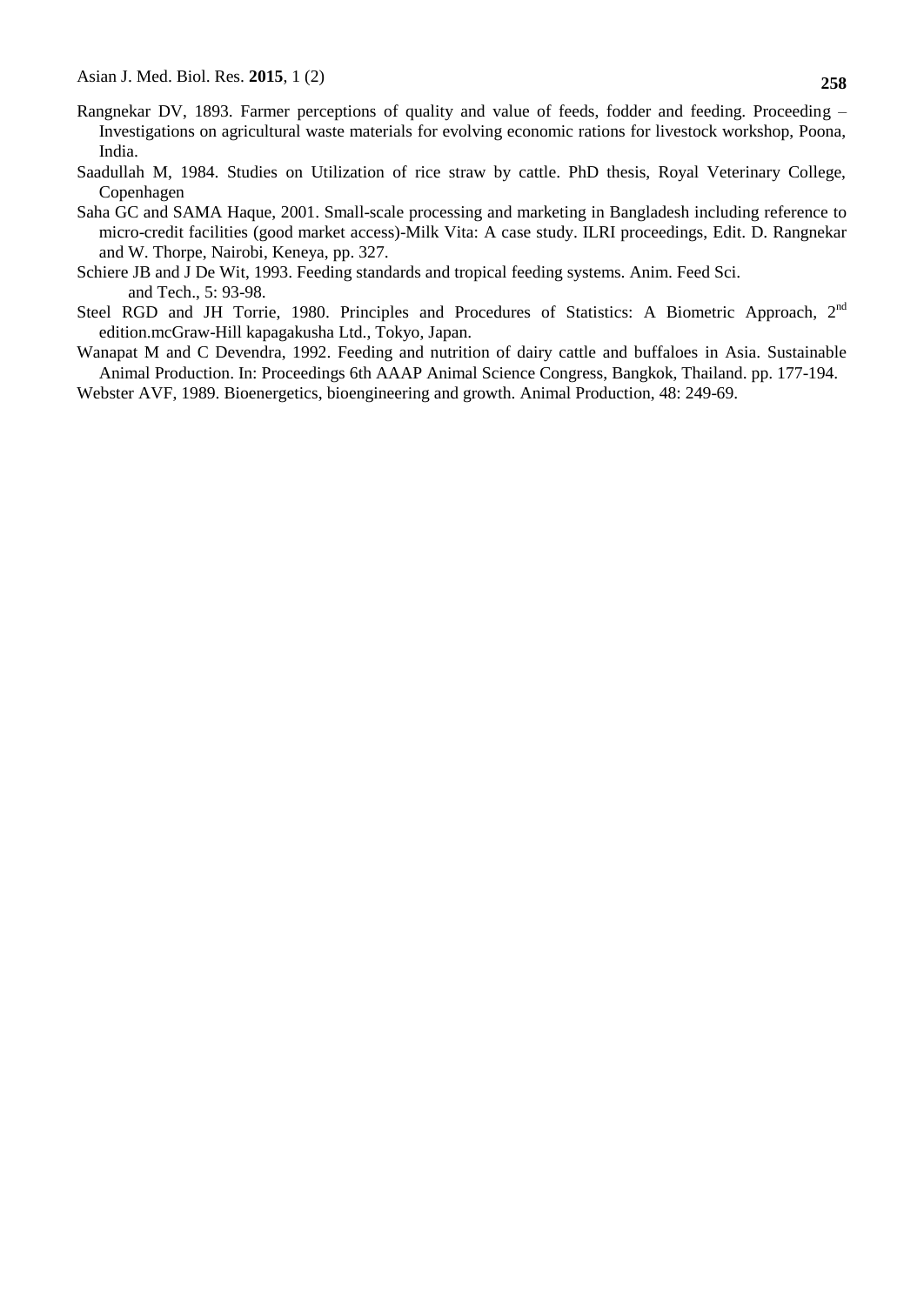Rangnekar DV, 1893. Farmer perceptions of quality and value of feeds, fodder and feeding. Proceeding – Investigations on agricultural waste materials for evolving economic rations for livestock workshop, Poona, India.

Saadullah M, 1984. Studies on Utilization of rice straw by cattle. PhD thesis, Royal Veterinary College, Copenhagen

Saha GC and SAMA Haque, 2001. Small-scale processing and marketing in Bangladesh including reference to micro-credit facilities (good market access)-Milk Vita: A case study. ILRI proceedings, Edit. D. Rangnekar and W. Thorpe, Nairobi, Keneya, pp. 327.

Schiere JB and J De Wit, 1993. Feeding standards and tropical feeding systems. Anim. Feed Sci. and Tech., 5: 93-98.

Steel RGD and JH Torrie, 1980. Principles and Procedures of Statistics: A Biometric Approach, 2nd edition.mcGraw-Hill kapagakusha Ltd., Tokyo, Japan.

Wanapat M and C Devendra, 1992. Feeding and nutrition of dairy cattle and buffaloes in Asia. Sustainable Animal Production. In: Proceedings 6th AAAP Animal Science Congress, Bangkok, Thailand. pp. 177-194.

Webster AVF, 1989. Bioenergetics, bioengineering and growth. Animal Production, 48: 249-69.